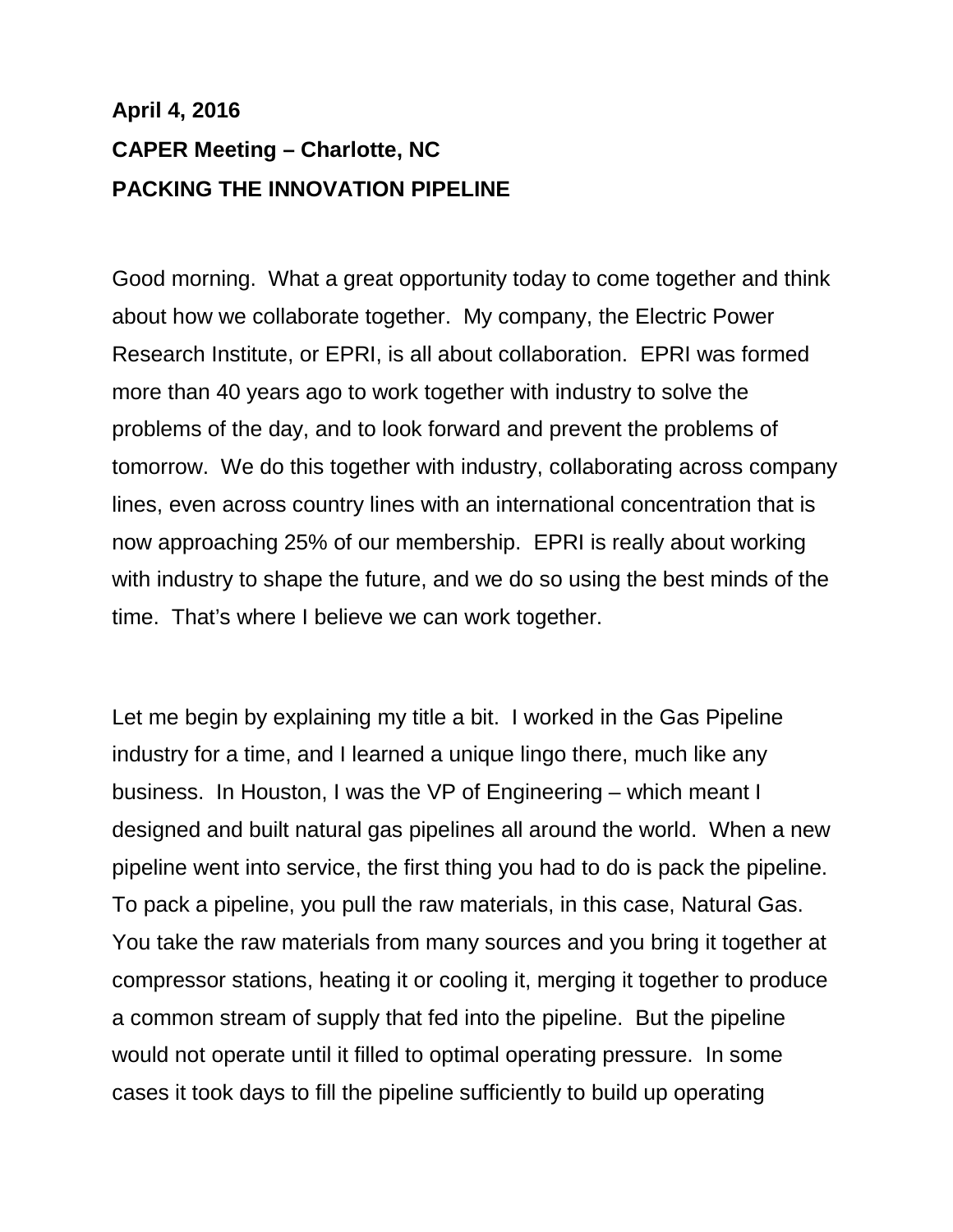**April 4, 2016**

**CAPER Meeting – Charlotte, NC**

**PACKING THE INNOVATION PIPELINE**

Good morning. What a great opportunity today to come together and think about how we collaborate together. My company, the Electric Power Research Institute, or EPRI, is all about collaboration. EPRI was formed more than 40 years ago to work together with industry to solve the problems of the day, and to look forward and prevent the problems of tomorrow. We do this together with industry, collaborating across company lines, even across country lines with an international concentration that is now approaching 25% of our membership. EPRI is really about working with industry to shape the future, and we do so using the best minds of the time. That's where I believe we can work together.

Let me begin by explaining my title a bit. I worked in the Gas Pipeline industry for a time, and I learned a unique lingo there, much like any business. In Houston, I was the VP of Engineering – which meant I designed and built natural gas pipelines all around the world. When a new pipeline went into service, the first thing you had to do is pack the pipeline. To pack a pipeline, you pull the raw materials, in this case, Natural Gas. You take the raw materials from many sources and you bring it together at compressor stations, heating it or cooling it, merging it together to produce a common stream of supply that fed into the pipeline. But the pipeline would not operate until it filled to optimal operating pressure. In some cases it took days to fill the pipeline sufficiently to build up operating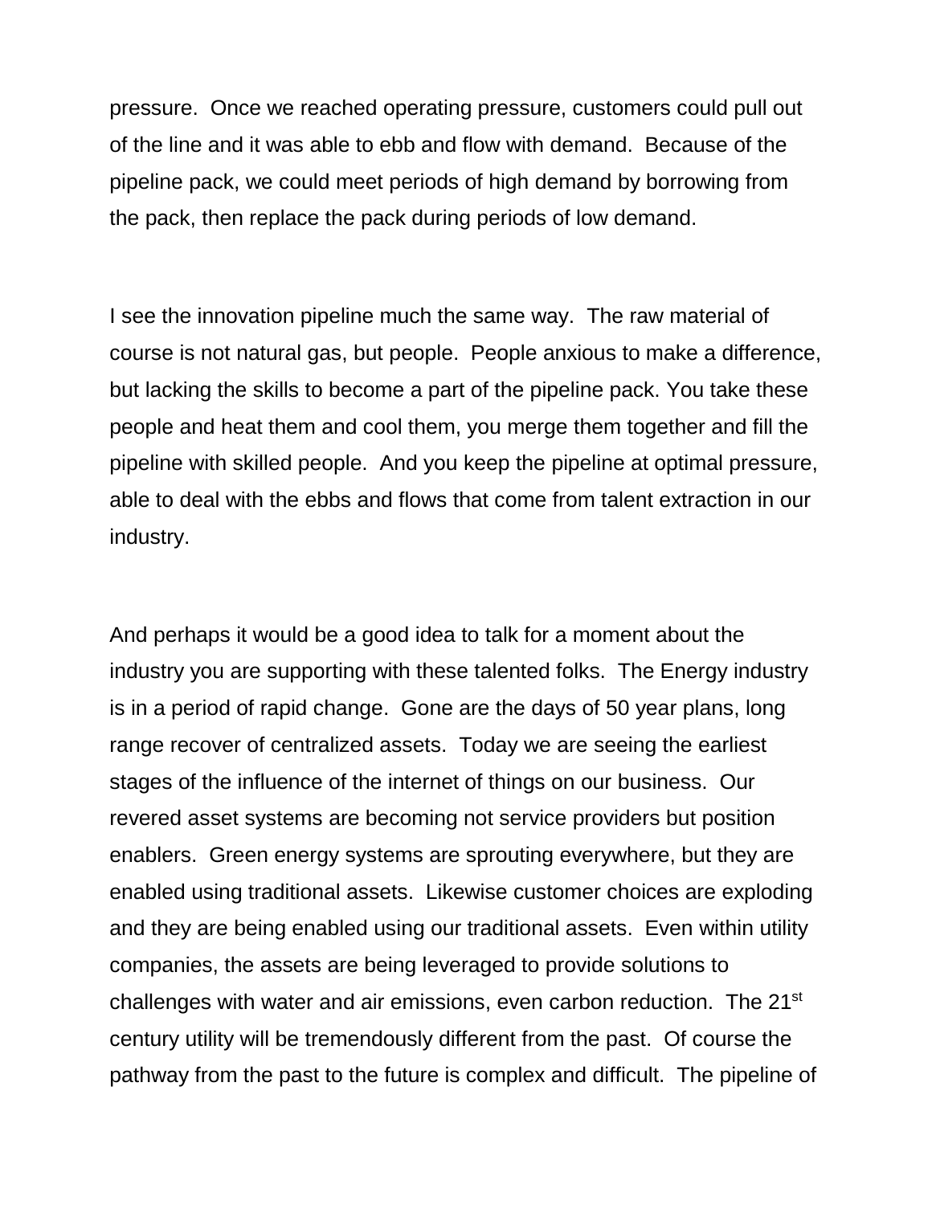pressure. Once we reached operating pressure, customers could pull out of the line and it was able to ebb and flow with demand. Because of the pipeline pack, we could meet periods of high demand by borrowing from the pack, then replace the pack during periods of low demand.

I see the innovation pipeline much the same way. The raw material of course is not natural gas, but people. People anxious to make a difference, but lacking the skills to become a part of the pipeline pack. You take these people and heat them and cool them, you merge them together and fill the pipeline with skilled people. And you keep the pipeline at optimal pressure, able to deal with the ebbs and flows that come from talent extraction in our industry.

And perhaps it would be a good idea to talk for a moment about the industry you are supporting with these talented folks. The Energy industry is in a period of rapid change. Gone are the days of 50 year plans, long range recover of centralized assets. Today we are seeing the earliest stages of the influence of the internet of things on our business. Our revered asset systems are becoming not service providers but position enablers. Green energy systems are sprouting everywhere, but they are enabled using traditional assets. Likewise customer choices are exploding and they are being enabled using our traditional assets. Even within utility companies, the assets are being leveraged to provide solutions to challenges with water and air emissions, even carbon reduction. The 21st century utility will be tremendously different from the past. Of course the pathway from the past to the future is complex and difficult. The pipeline of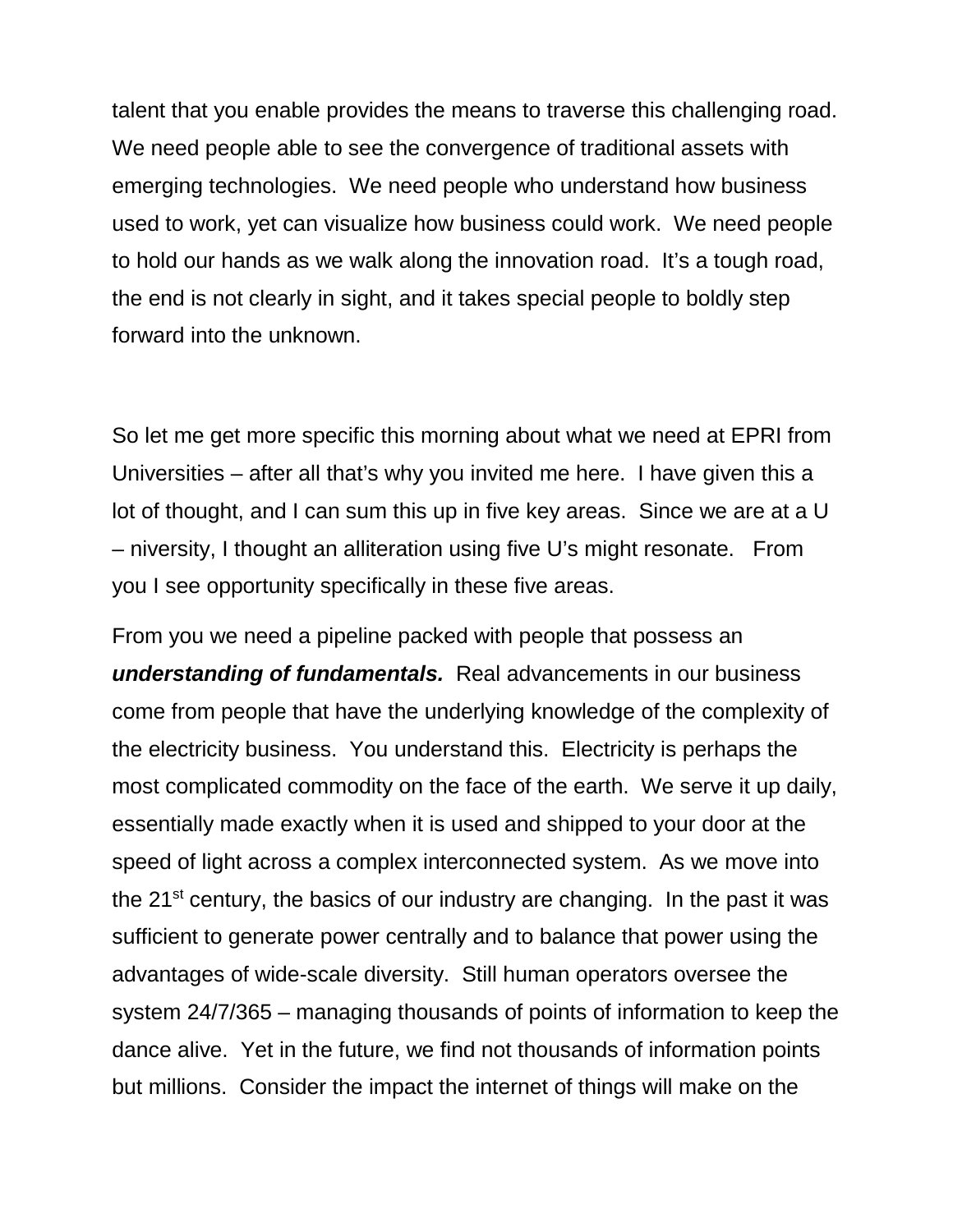talent that you enable provides the means to traverse this challenging road. We need people able to see the convergence of traditional assets with emerging technologies. We need people who understand how business used to work, yet can visualize how business could work. We need people to hold our hands as we walk along the innovation road. It's a tough road, the end is not clearly in sight, and it takes special people to boldly step forward into the unknown.

So let me get more specific this morning about what we need at EPRI from Universities – after all that's why you invited me here. I have given this a lot of thought, and I can sum this up in five key areas. Since we are at a U – niversity, I thought an alliteration using five U's might resonate. From you I see opportunity specifically in these five areas.

From you we need a pipeline packed with people that possess an ***understanding of fundamentals.*** Real advancements in our business come from people that have the underlying knowledge of the complexity of the electricity business. You understand this. Electricity is perhaps the most complicated commodity on the face of the earth. We serve it up daily, essentially made exactly when it is used and shipped to your door at the speed of light across a complex interconnected system. As we move into the 21st century, the basics of our industry are changing. In the past it was sufficient to generate power centrally and to balance that power using the advantages of wide-scale diversity. Still human operators oversee the system 24/7/365 – managing thousands of points of information to keep the dance alive. Yet in the future, we find not thousands of information points but millions. Consider the impact the internet of things will make on the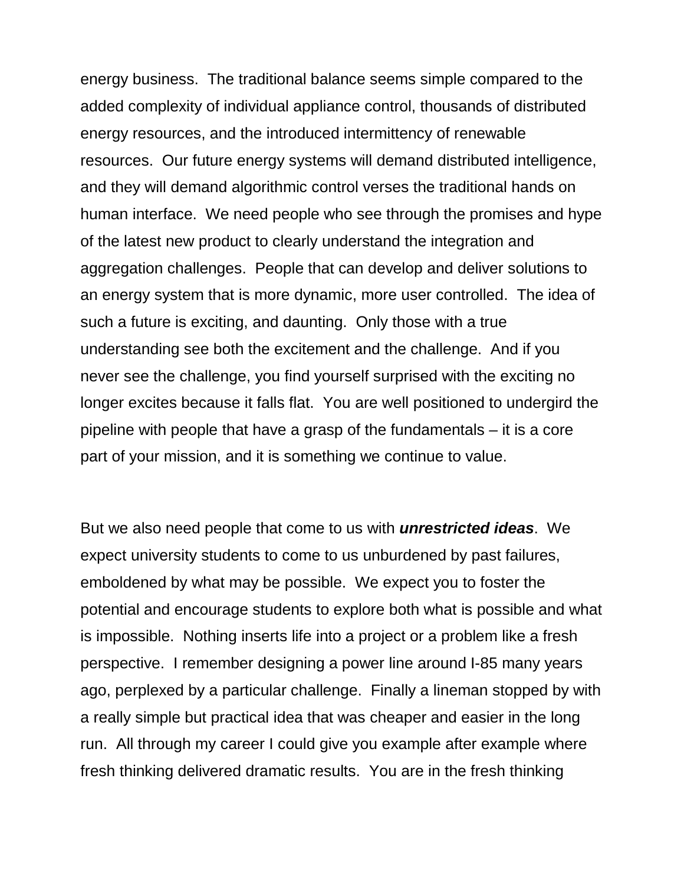energy business. The traditional balance seems simple compared to the added complexity of individual appliance control, thousands of distributed energy resources, and the introduced intermittency of renewable resources. Our future energy systems will demand distributed intelligence, and they will demand algorithmic control verses the traditional hands on human interface. We need people who see through the promises and hype of the latest new product to clearly understand the integration and aggregation challenges. People that can develop and deliver solutions to an energy system that is more dynamic, more user controlled. The idea of such a future is exciting, and daunting. Only those with a true understanding see both the excitement and the challenge. And if you never see the challenge, you find yourself surprised with the exciting no longer excites because it falls flat. You are well positioned to undergird the pipeline with people that have a grasp of the fundamentals – it is a core part of your mission, and it is something we continue to value.

But we also need people that come to us with ***unrestricted ideas***. We expect university students to come to us unburdened by past failures, emboldened by what may be possible. We expect you to foster the potential and encourage students to explore both what is possible and what is impossible. Nothing inserts life into a project or a problem like a fresh perspective. I remember designing a power line around I-85 many years ago, perplexed by a particular challenge. Finally a lineman stopped by with a really simple but practical idea that was cheaper and easier in the long run. All through my career I could give you example after example where fresh thinking delivered dramatic results. You are in the fresh thinking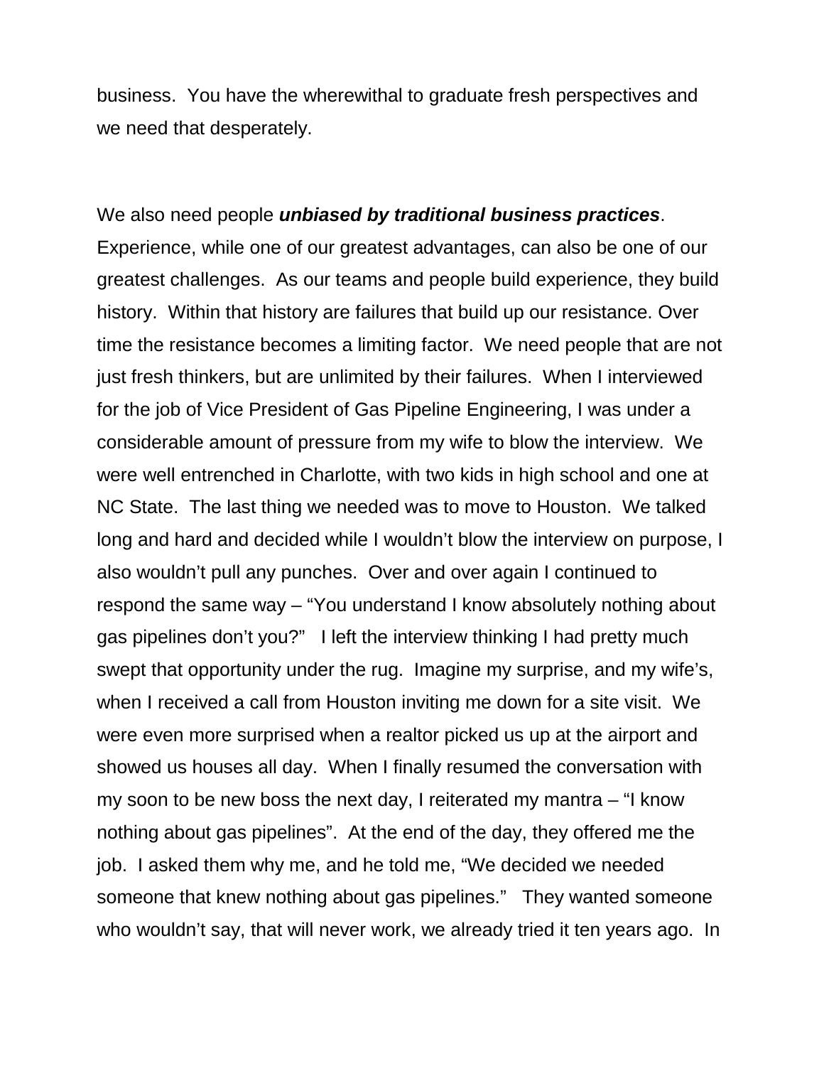business.  You have the wherewithal to graduate fresh perspectives and we need that desperately.

We also need people ***unbiased by traditional business practices***. Experience, while one of our greatest advantages, can also be one of our greatest challenges.  As our teams and people build experience, they build history.  Within that history are failures that build up our resistance. Over time the resistance becomes a limiting factor.  We need people that are not just fresh thinkers, but are unlimited by their failures.  When I interviewed for the job of Vice President of Gas Pipeline Engineering, I was under a considerable amount of pressure from my wife to blow the interview.  We were well entrenched in Charlotte, with two kids in high school and one at NC State.  The last thing we needed was to move to Houston.  We talked long and hard and decided while I wouldn't blow the interview on purpose, I also wouldn't pull any punches.  Over and over again I continued to respond the same way – "You understand I know absolutely nothing about gas pipelines don't you?"   I left the interview thinking I had pretty much swept that opportunity under the rug.  Imagine my surprise, and my wife's, when I received a call from Houston inviting me down for a site visit.  We were even more surprised when a realtor picked us up at the airport and showed us houses all day.  When I finally resumed the conversation with my soon to be new boss the next day, I reiterated my mantra – "I know nothing about gas pipelines".  At the end of the day, they offered me the job.  I asked them why me, and he told me, "We decided we needed someone that knew nothing about gas pipelines."   They wanted someone who wouldn't say, that will never work, we already tried it ten years ago.  In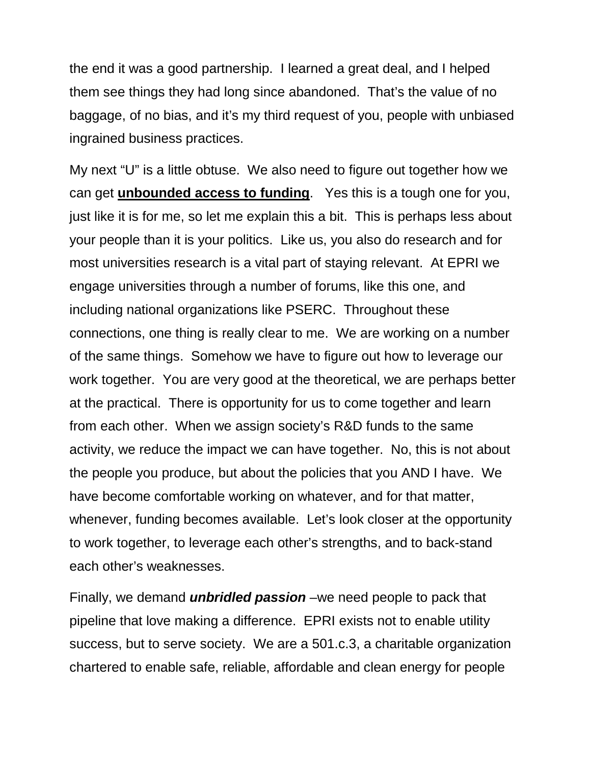the end it was a good partnership. I learned a great deal, and I helped them see things they had long since abandoned. That's the value of no baggage, of no bias, and it's my third request of you, people with unbiased ingrained business practices.

My next "U" is a little obtuse. We also need to figure out together how we can get **unbounded access to funding**. Yes this is a tough one for you, just like it is for me, so let me explain this a bit. This is perhaps less about your people than it is your politics. Like us, you also do research and for most universities research is a vital part of staying relevant. At EPRI we engage universities through a number of forums, like this one, and including national organizations like PSERC. Throughout these connections, one thing is really clear to me. We are working on a number of the same things. Somehow we have to figure out how to leverage our work together. You are very good at the theoretical, we are perhaps better at the practical. There is opportunity for us to come together and learn from each other. When we assign society's R&D funds to the same activity, we reduce the impact we can have together. No, this is not about the people you produce, but about the policies that you AND I have. We have become comfortable working on whatever, and for that matter, whenever, funding becomes available. Let's look closer at the opportunity to work together, to leverage each other's strengths, and to back-stand each other's weaknesses.

Finally, we demand ***unbridled passion*** –we need people to pack that pipeline that love making a difference. EPRI exists not to enable utility success, but to serve society. We are a 501.c.3, a charitable organization chartered to enable safe, reliable, affordable and clean energy for people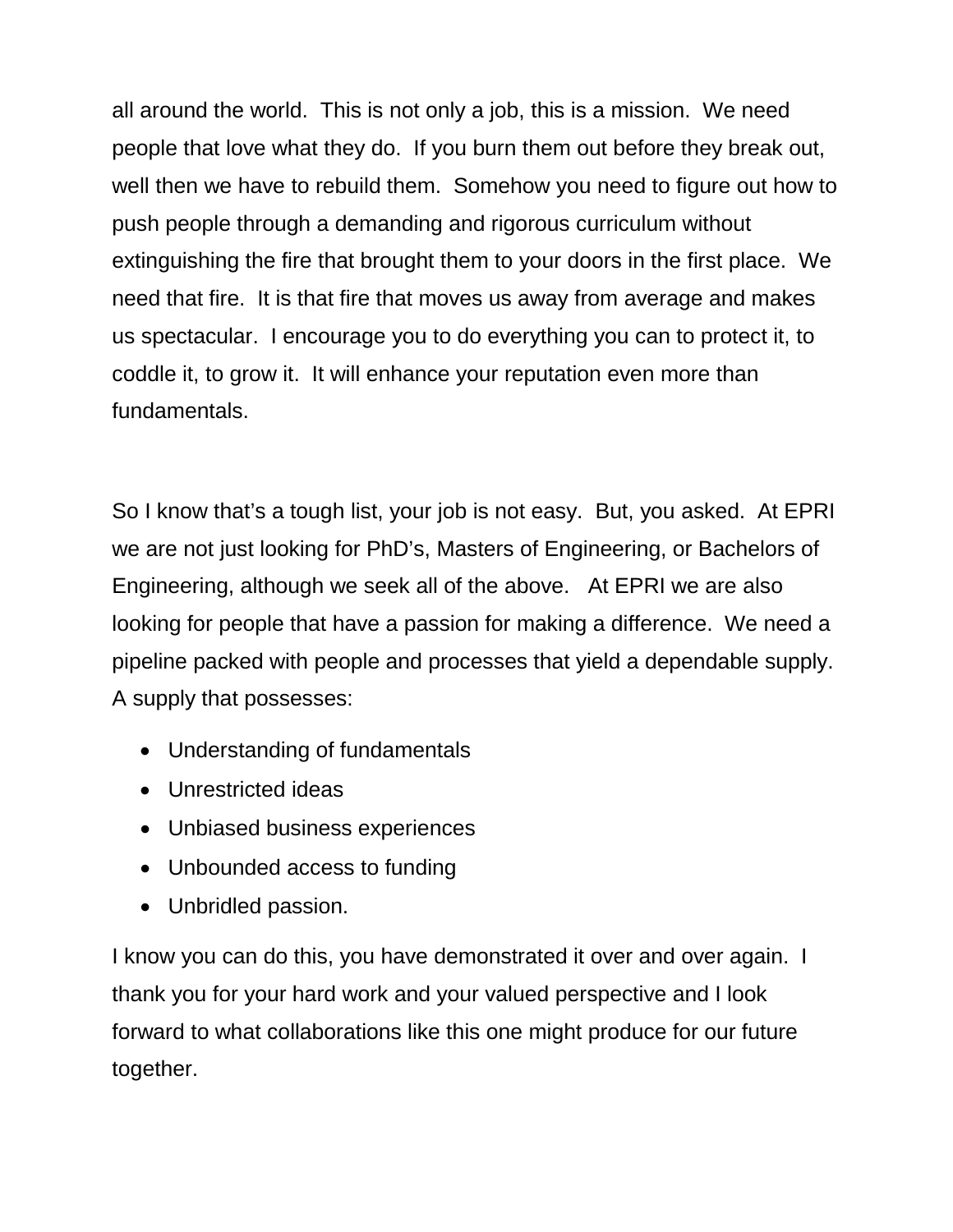all around the world. This is not only a job, this is a mission. We need people that love what they do. If you burn them out before they break out, well then we have to rebuild them. Somehow you need to figure out how to push people through a demanding and rigorous curriculum without extinguishing the fire that brought them to your doors in the first place. We need that fire. It is that fire that moves us away from average and makes us spectacular. I encourage you to do everything you can to protect it, to coddle it, to grow it. It will enhance your reputation even more than fundamentals.

So I know that's a tough list, your job is not easy. But, you asked. At EPRI we are not just looking for PhD's, Masters of Engineering, or Bachelors of Engineering, although we seek all of the above. At EPRI we are also looking for people that have a passion for making a difference. We need a pipeline packed with people and processes that yield a dependable supply. A supply that possesses:

- Understanding of fundamentals
- Unrestricted ideas
- Unbiased business experiences
- Unbounded access to funding
- Unbridled passion.

I know you can do this, you have demonstrated it over and over again. I thank you for your hard work and your valued perspective and I look forward to what collaborations like this one might produce for our future together.